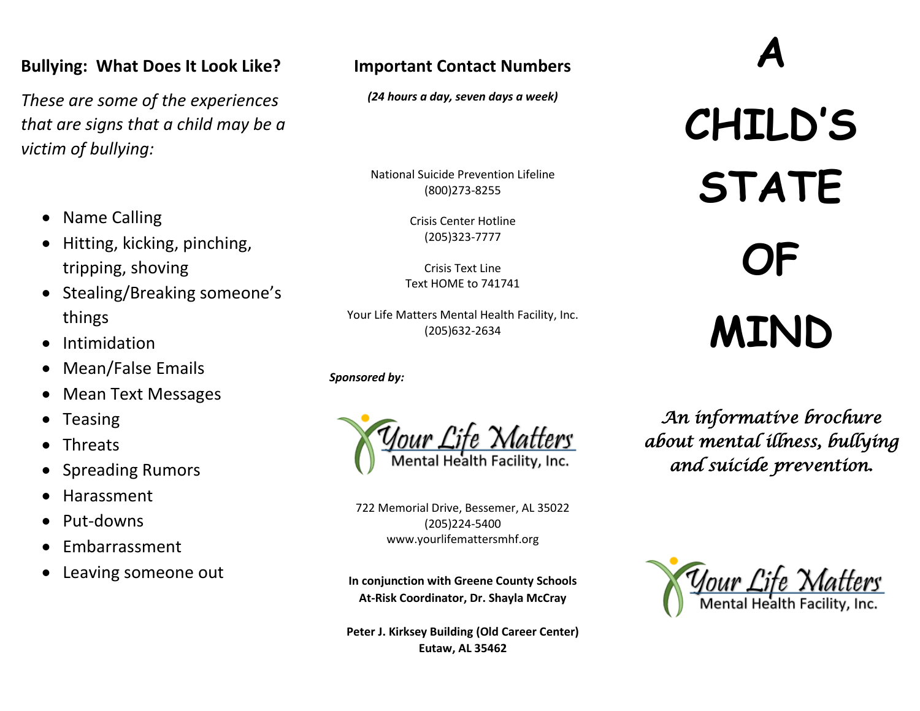## Bullying: What Does It Look Like?

*These are some of the experiences that are signs that a child may be a victim of bullying:*

- Name Calling
- Hitting, kicking, pinching, tripping, shoving
- Stealing/Breaking someone's things
- Intimidation
- Mean/False Emails
- Mean Text Messages
- Teasing
- Threats
- Spreading Rumors
- Harassment
- Put-downs
- Embarrassment
- Leaving someone out

## Important Contact Numbers

***(24 hours a day, seven days a week)***

National Suicide Prevention Lifeline
(800)273-8255

Crisis Center Hotline
(205)323-7777

Crisis Text Line
Text HOME to 741741

Your Life Matters Mental Health Facility, Inc.
(205)632-2634

***Sponsored by:***

Your Life Matters
Mental Health Facility, Inc.

722 Memorial Drive, Bessemer, AL 35022
(205)224-5400
www.yourlifemattersmhf.org

**In conjunction with Greene County Schools**
**At-Risk Coordinator, Dr. Shayla McCray**

**Peter J. Kirksey Building (Old Career Center)**
**Eutaw, AL 35462**

# A CHILD'S STATE OF MIND

*An informative brochure about mental illness, bullying and suicide prevention.*

Your Life Matters
Mental Health Facility, Inc.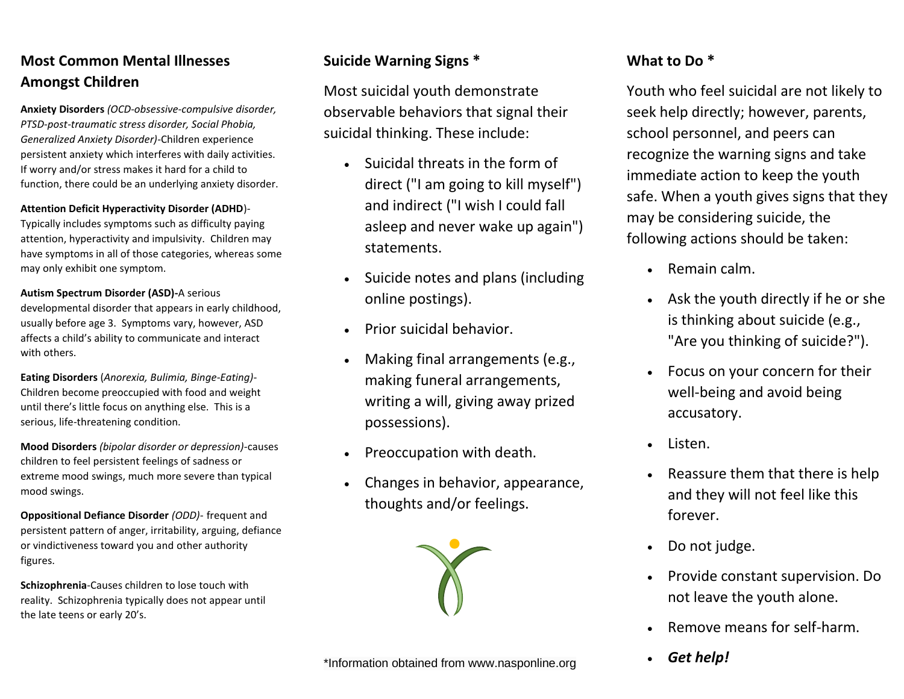## Most Common Mental Illnesses Amongst Children

**Anxiety Disorders** *(OCD-obsessive-compulsive disorder, PTSD-post-traumatic stress disorder, Social Phobia, Generalized Anxiety Disorder)*-Children experience persistent anxiety which interferes with daily activities. If worry and/or stress makes it hard for a child to function, there could be an underlying anxiety disorder.

**Attention Deficit Hyperactivity Disorder (ADHD**)-Typically includes symptoms such as difficulty paying attention, hyperactivity and impulsivity. Children may have symptoms in all of those categories, whereas some may only exhibit one symptom.

**Autism Spectrum Disorder (ASD)-**A serious developmental disorder that appears in early childhood, usually before age 3. Symptoms vary, however, ASD affects a child's ability to communicate and interact with others.

**Eating Disorders** (*Anorexia, Bulimia, Binge-Eating)*-Children become preoccupied with food and weight until there's little focus on anything else. This is a serious, life-threatening condition.

**Mood Disorders** *(bipolar disorder or depression)*-causes children to feel persistent feelings of sadness or extreme mood swings, much more severe than typical mood swings.

**Oppositional Defiance Disorder** *(ODD)*- frequent and persistent pattern of anger, irritability, arguing, defiance or vindictiveness toward you and other authority figures.

**Schizophrenia**-Causes children to lose touch with reality. Schizophrenia typically does not appear until the late teens or early 20's.

## Suicide Warning Signs *

Most suicidal youth demonstrate observable behaviors that signal their suicidal thinking. These include:

- Suicidal threats in the form of direct ("I am going to kill myself") and indirect ("I wish I could fall asleep and never wake up again") statements.
- Suicide notes and plans (including online postings).
- Prior suicidal behavior.
- Making final arrangements (e.g., making funeral arrangements, writing a will, giving away prized possessions).
- Preoccupation with death.
- Changes in behavior, appearance, thoughts and/or feelings.

*Information obtained from www.nasponline.org

## What to Do *

Youth who feel suicidal are not likely to seek help directly; however, parents, school personnel, and peers can recognize the warning signs and take immediate action to keep the youth safe. When a youth gives signs that they may be considering suicide, the following actions should be taken:

- Remain calm.
- Ask the youth directly if he or she is thinking about suicide (e.g., "Are you thinking of suicide?").
- Focus on your concern for their well-being and avoid being accusatory.
- Listen.
- Reassure them that there is help and they will not feel like this forever.
- Do not judge.
- Provide constant supervision. Do not leave the youth alone.
- Remove means for self-harm.
- ***Get help!***